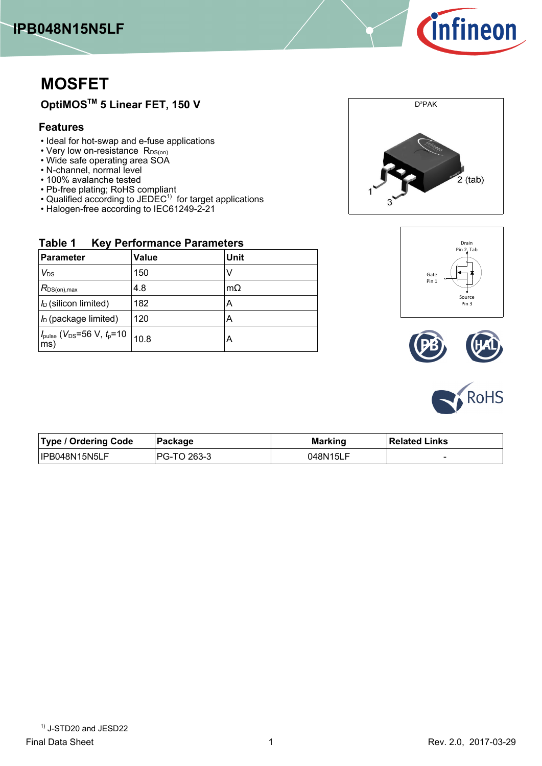# MOSFET

## OptiMOS™ 5 Linear FET, 150 V

### Features

- Ideal for hot-swap and e-fuse applications
- Very low on-resistance $R_{DS(on)}$
- Wide safe operating area SOA
- N-channel, normal level
- 100% avalanche tested
- Pb-free plating; RoHS compliant
- Qualified according to JEDEC[1] for target applications
- Halogen-free according to IEC61249-2-21

D²PAK

1, 3, 2 (tab)

Drain Pin 2, Tab

Gate Pin 1

Source Pin 3

**Table 1 Key Performance Parameters**

| Parameter | Value | Unit |
|---|---|---|
| $V_{DS}$ | 150 | V |
| $R_{DS(on),max}$ | 4.8 | mΩ |
| $I_D$ (silicon limited) | 182 | A |
| $I_D$ (package limited) | 120 | A |
| $I_{pulse}$ ($V_{DS}$=56 V, $t_p$=10 ms) | 10.8 | A |

| Type / Ordering Code | Package | Marking | Related Links |
|---|---|---|---|
| IPB048N15N5LF | PG-TO 263-3 | 048N15LF | - |

[1] J-STD20 and JESD22

Final Data Sheet — Rev. 2.0, 2017-03-29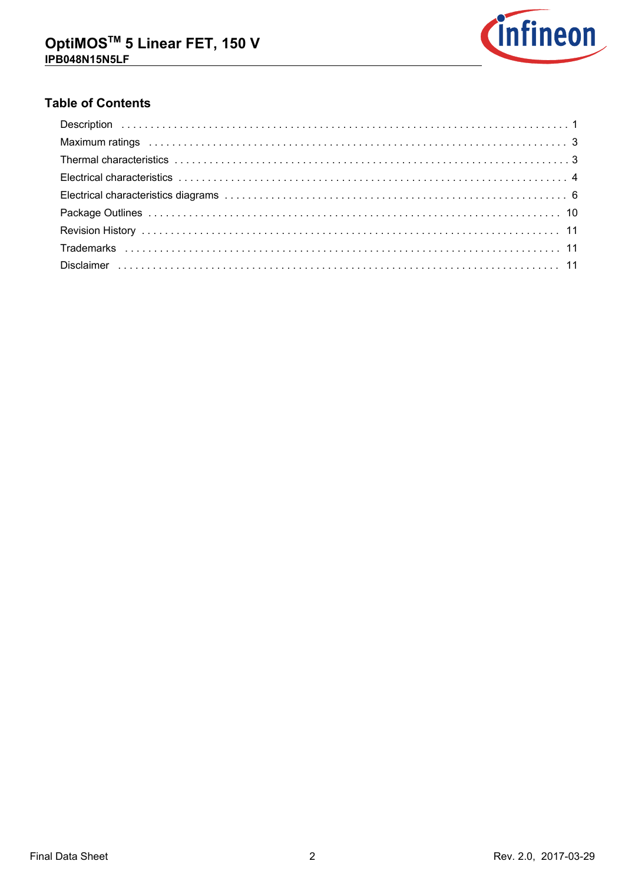## Table of Contents

| | |
|---|---|
| Description | 1 |
| Maximum ratings | 3 |
| Thermal characteristics | 3 |
| Electrical characteristics | 4 |
| Electrical characteristics diagrams | 6 |
| Package Outlines | 10 |
| Revision History | 11 |
| Trademarks | 11 |
| Disclaimer | 11 |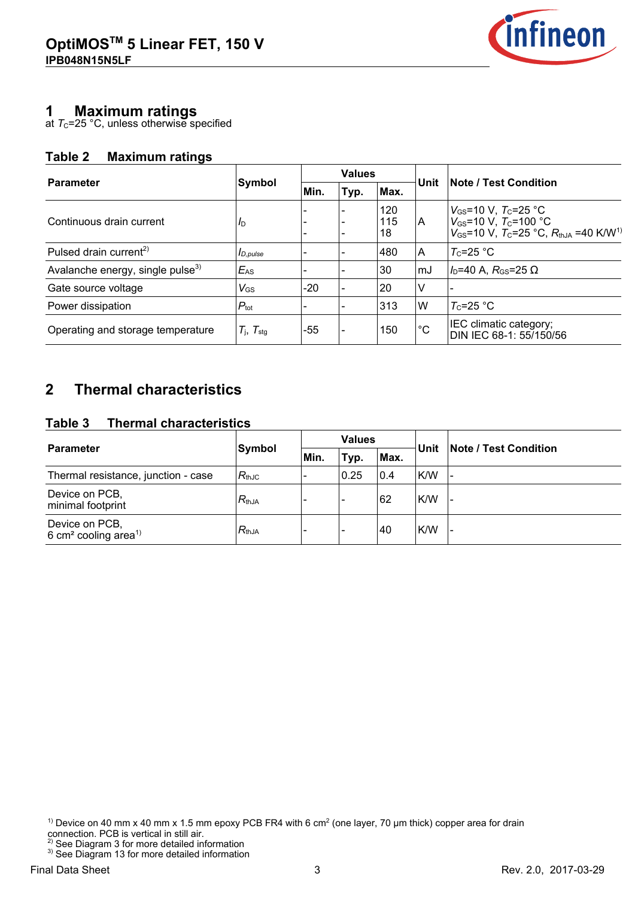# 1 Maximum ratings

at $T_C$=25 °C, unless otherwise specified

**Table 2 Maximum ratings**

| Parameter | Symbol | Values | | | Unit | Note / Test Condition |
|---|---|---|---|---|---|---|
| | | Min. | Typ. | Max. | | |
| Continuous drain current | $I_D$ | -<br>-<br>- | -<br>-<br>- | 120<br>115<br>18 | A | $V_{GS}$=10 V, $T_C$=25 °C<br>$V_{GS}$=10 V, $T_C$=100 °C<br>$V_{GS}$=10 V, $T_C$=25 °C, $R_{thJA}$ =40 K/W[1] |
| Pulsed drain current[2] | $I_{D,pulse}$ | - | - | 480 | A | $T_C$=25 °C |
| Avalanche energy, single pulse[3] | $E_{AS}$ | - | - | 30 | mJ | $I_D$=40 A, $R_{GS}$=25 Ω |
| Gate source voltage | $V_{GS}$ | -20 | - | 20 | V | - |
| Power dissipation | $P_{tot}$ | - | - | 313 | W | $T_C$=25 °C |
| Operating and storage temperature | $T_j$, $T_{stg}$ | -55 | - | 150 | °C | IEC climatic category;<br>DIN IEC 68-1: 55/150/56 |

# 2 Thermal characteristics

**Table 3 Thermal characteristics**

| Parameter | Symbol | Values | | | Unit | Note / Test Condition |
|---|---|---|---|---|---|---|
| | | Min. | Typ. | Max. | | |
| Thermal resistance, junction - case | $R_{thJC}$ | - | 0.25 | 0.4 | K/W | - |
| Device on PCB,<br>minimal footprint | $R_{thJA}$ | - | - | 62 | K/W | - |
| Device on PCB,<br>6 cm² cooling area[1] | $R_{thJA}$ | - | - | 40 | K/W | - |

[1] Device on 40 mm x 40 mm x 1.5 mm epoxy PCB FR4 with 6 $cm^2$ (one layer, 70 µm thick) copper area for drain connection. PCB is vertical in still air.

[2] See Diagram 3 for more detailed information

[3] See Diagram 13 for more detailed information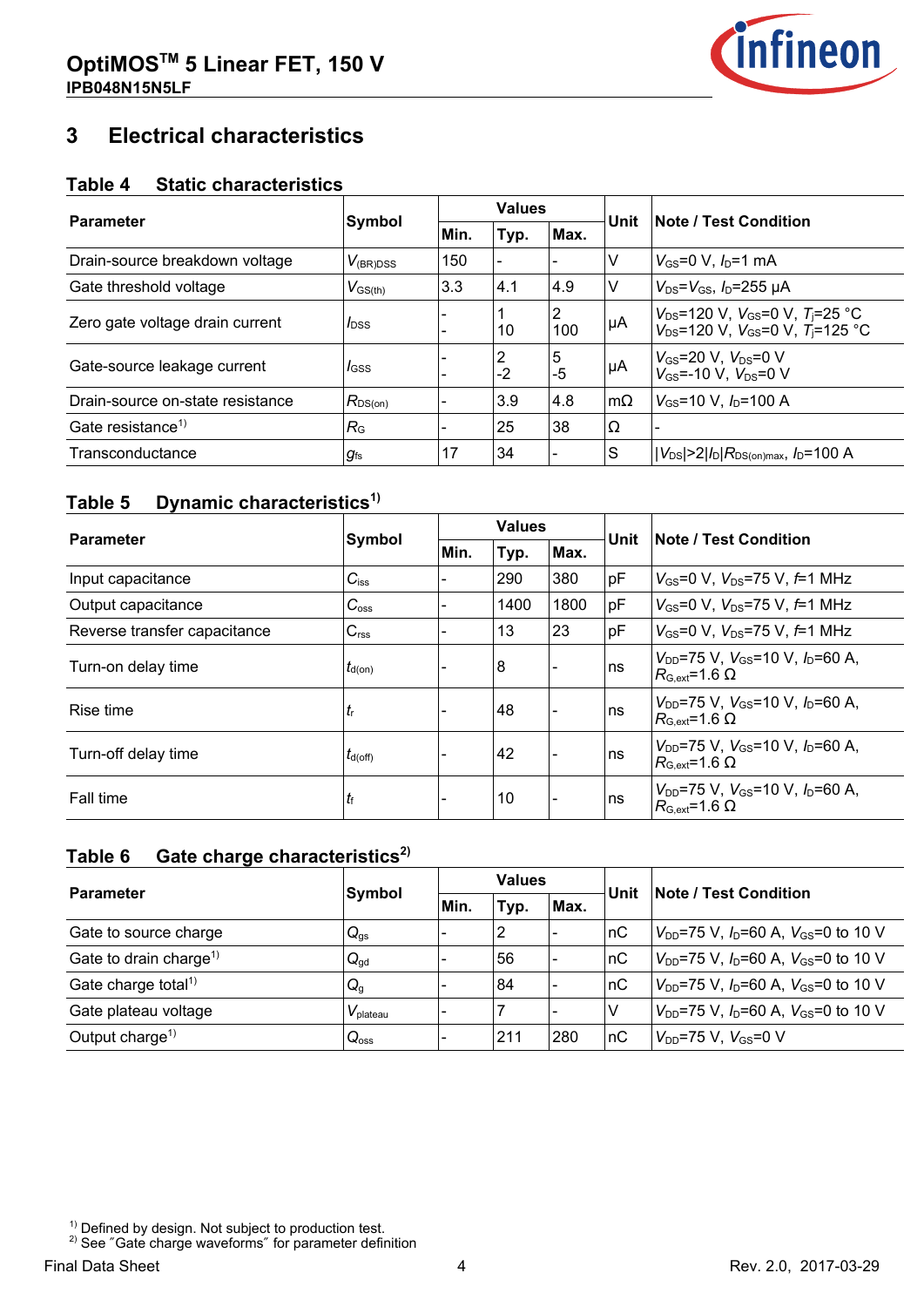# 3 Electrical characteristics

## Table 4 Static characteristics

| Parameter | Symbol | Values | | | Unit | Note / Test Condition |
|---|---|---|---|---|---|---|
| | | Min. | Typ. | Max. | | |
| Drain-source breakdown voltage | $V_{(BR)DSS}$ | 150 | - | - | V | $V_{GS}$=0 V, $I_D$=1 mA |
| Gate threshold voltage | $V_{GS(th)}$ | 3.3 | 4.1 | 4.9 | V | $V_{DS}$=$V_{GS}$, $I_D$=255 µA |
| Zero gate voltage drain current | $I_{DSS}$ | -<br>- | 1<br>10 | 2<br>100 | µA | $V_{DS}$=120 V, $V_{GS}$=0 V, $T_j$=25 °C<br>$V_{DS}$=120 V, $V_{GS}$=0 V, $T_j$=125 °C |
| Gate-source leakage current | $I_{GSS}$ | -<br>- | 2<br>-2 | 5<br>-5 | µA | $V_{GS}$=20 V, $V_{DS}$=0 V<br>$V_{GS}$=-10 V, $V_{DS}$=0 V |
| Drain-source on-state resistance | $R_{DS(on)}$ | - | 3.9 | 4.8 | mΩ | $V_{GS}$=10 V, $I_D$=100 A |
| Gate resistance[1] | $R_G$ | - | 25 | 38 | Ω | - |
| Transconductance | $g_{fs}$ | 17 | 34 | - | S | $\|V_{DS}\|>2\|I_D\|R_{DS(on)max}$, $I_D$=100 A |

## Table 5 Dynamic characteristics[1]

| Parameter | Symbol | Values | | | Unit | Note / Test Condition |
|---|---|---|---|---|---|---|
| | | Min. | Typ. | Max. | | |
| Input capacitance | $C_{iss}$ | - | 290 | 380 | pF | $V_{GS}$=0 V, $V_{DS}$=75 V, $f$=1 MHz |
| Output capacitance | $C_{oss}$ | - | 1400 | 1800 | pF | $V_{GS}$=0 V, $V_{DS}$=75 V, $f$=1 MHz |
| Reverse transfer capacitance | $C_{rss}$ | - | 13 | 23 | pF | $V_{GS}$=0 V, $V_{DS}$=75 V, $f$=1 MHz |
| Turn-on delay time | $t_{d(on)}$ | - | 8 | - | ns | $V_{DD}$=75 V, $V_{GS}$=10 V, $I_D$=60 A, $R_{G,ext}$=1.6 Ω |
| Rise time | $t_r$ | - | 48 | - | ns | $V_{DD}$=75 V, $V_{GS}$=10 V, $I_D$=60 A, $R_{G,ext}$=1.6 Ω |
| Turn-off delay time | $t_{d(off)}$ | - | 42 | - | ns | $V_{DD}$=75 V, $V_{GS}$=10 V, $I_D$=60 A, $R_{G,ext}$=1.6 Ω |
| Fall time | $t_f$ | - | 10 | - | ns | $V_{DD}$=75 V, $V_{GS}$=10 V, $I_D$=60 A, $R_{G,ext}$=1.6 Ω |

## Table 6 Gate charge characteristics[2]

| Parameter | Symbol | Values | | | Unit | Note / Test Condition |
|---|---|---|---|---|---|---|
| | | Min. | Typ. | Max. | | |
| Gate to source charge | $Q_{gs}$ | - | 2 | - | nC | $V_{DD}$=75 V, $I_D$=60 A, $V_{GS}$=0 to 10 V |
| Gate to drain charge[1] | $Q_{gd}$ | - | 56 | - | nC | $V_{DD}$=75 V, $I_D$=60 A, $V_{GS}$=0 to 10 V |
| Gate charge total[1] | $Q_g$ | - | 84 | - | nC | $V_{DD}$=75 V, $I_D$=60 A, $V_{GS}$=0 to 10 V |
| Gate plateau voltage | $V_{plateau}$ | - | 7 | - | V | $V_{DD}$=75 V, $I_D$=60 A, $V_{GS}$=0 to 10 V |
| Output charge[1] | $Q_{oss}$ | - | 211 | 280 | nC | $V_{DD}$=75 V, $V_{GS}$=0 V |

[1] Defined by design. Not subject to production test.
[2] See ″Gate charge waveforms″ for parameter definition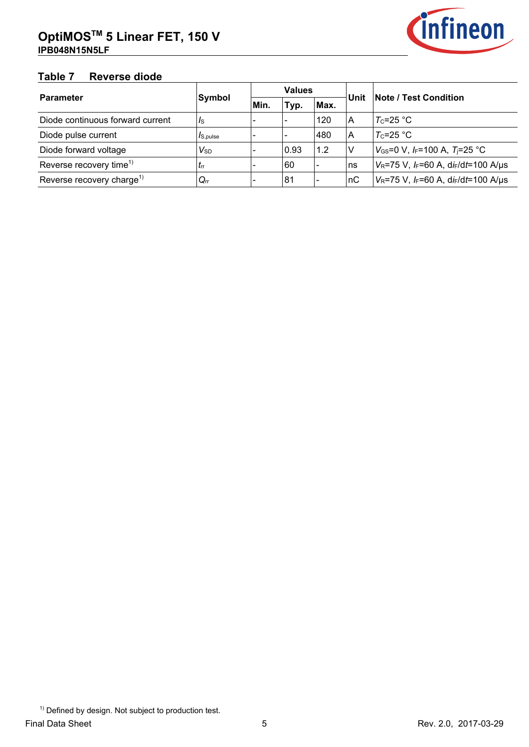## Table 7 Reverse diode

| Parameter | Symbol | Values | | | Unit | Note / Test Condition |
|---|---|---|---|---|---|---|
| | | Min. | Typ. | Max. | | |
| Diode continuous forward current | $I_S$ | - | - | 120 | A | $T_C$=25 °C |
| Diode pulse current | $I_{S,pulse}$ | - | - | 480 | A | $T_C$=25 °C |
| Diode forward voltage | $V_{SD}$ | - | 0.93 | 1.2 | V | $V_{GS}$=0 V, $I_F$=100 A, $T_j$=25 °C |
| Reverse recovery time[1)] | $t_{rr}$ | - | 60 | - | ns | $V_R$=75 V, $I_F$=60 A, $di_F/dt$=100 A/µs |
| Reverse recovery charge[1)] | $Q_{rr}$ | - | 81 | - | nC | $V_R$=75 V, $I_F$=60 A, $di_F/dt$=100 A/µs |

[1)] Defined by design. Not subject to production test.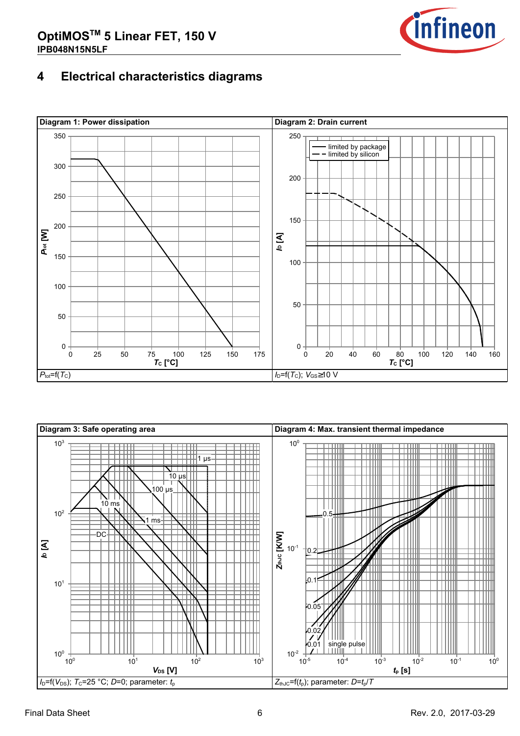# 4 Electrical characteristics diagrams

| Diagram 1: Power dissipation | Diagram 2: Drain current |
| --- | --- |
| $P_{tot}$=f($T_C$) | $I_D$=f($T_C$); $V_{GS}$≥10 V |

| Diagram 3: Safe operating area | Diagram 4: Max. transient thermal impedance |
| --- | --- |
| $I_D$=f($V_{DS}$); $T_C$=25 °C; $D$=0; parameter: $t_p$ | $Z_{thJC}$=f($t_p$); parameter: $D$=$t_p$/$T$ |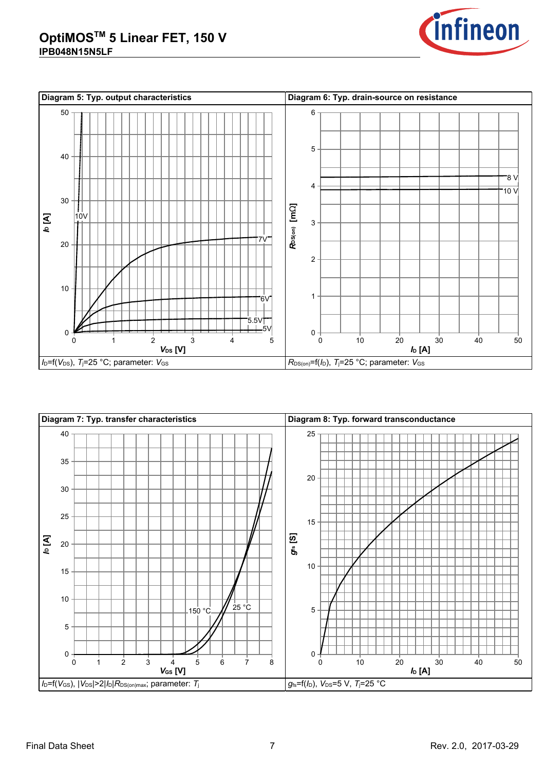**Diagram 5: Typ. output characteristics**

$I_D=f(V_{DS})$, $T_j=25$ °C; parameter: $V_{GS}$

**Diagram 6: Typ. drain-source on resistance**

$R_{DS(on)}=f(I_D)$, $T_j=25$ °C; parameter: $V_{GS}$

**Diagram 7: Typ. transfer characteristics**

$I_D=f(V_{GS})$, $|V_{DS}|>2|I_D|R_{DS(on)max}$; parameter: $T_j$

**Diagram 8: Typ. forward transconductance**

$g_{fs}=f(I_D)$, $V_{DS}=5$ V, $T_j=25$ °C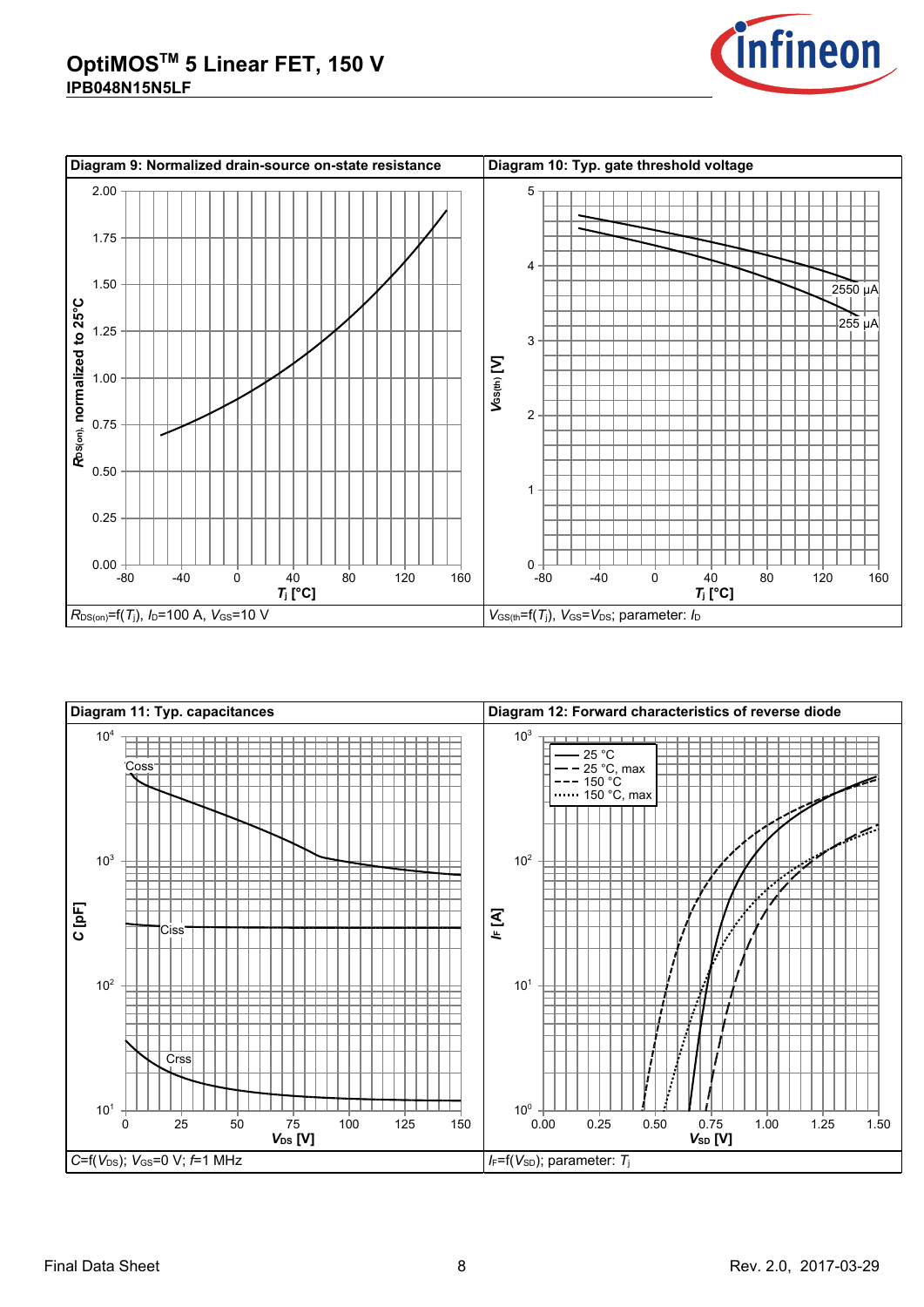## Diagram 9: Normalized drain-source on-state resistance

$R_{DS(on)}$, normalized to 25°C

$T_j$ [°C]

$R_{DS(on)}$=f($T_j$), $I_D$=100 A, $V_{GS}$=10 V

## Diagram 10: Typ. gate threshold voltage

$V_{GS(th)}$ [V]

$T_j$ [°C]

2550 µA

255 µA

$V_{GS(th)}$=f($T_j$), $V_{GS}$=$V_{DS}$; parameter: $I_D$

## Diagram 11: Typ. capacitances

C [pF]

$V_{DS}$ [V]

Coss

Ciss

Crss

$C$=f($V_{DS}$); $V_{GS}$=0 V; $f$=1 MHz

## Diagram 12: Forward characteristics of reverse diode

$I_F$ [A]

$V_{SD}$ [V]

25 °C
25 °C, max
150 °C
150 °C, max

$I_F$=f($V_{SD}$); parameter: $T_j$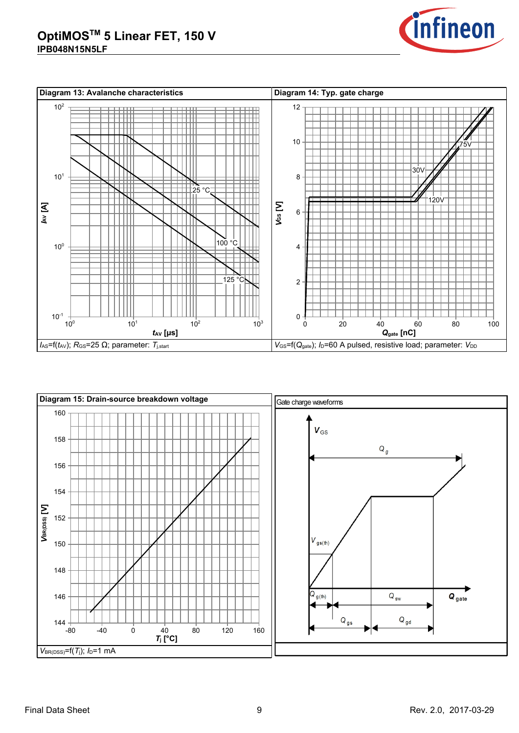**Diagram 13: Avalanche characteristics**

$I_{AS}$=f($t_{AV}$); $R_{GS}$=25 Ω; parameter: $T_{j,start}$

**Diagram 14: Typ. gate charge**

$V_{GS}$=f($Q_{gate}$); $I_D$=60 A pulsed, resistive load; parameter: $V_{DD}$

**Diagram 15: Drain-source breakdown voltage**

$V_{BR(DSS)}$=f($T_j$); $I_D$=1 mA

Gate charge waveforms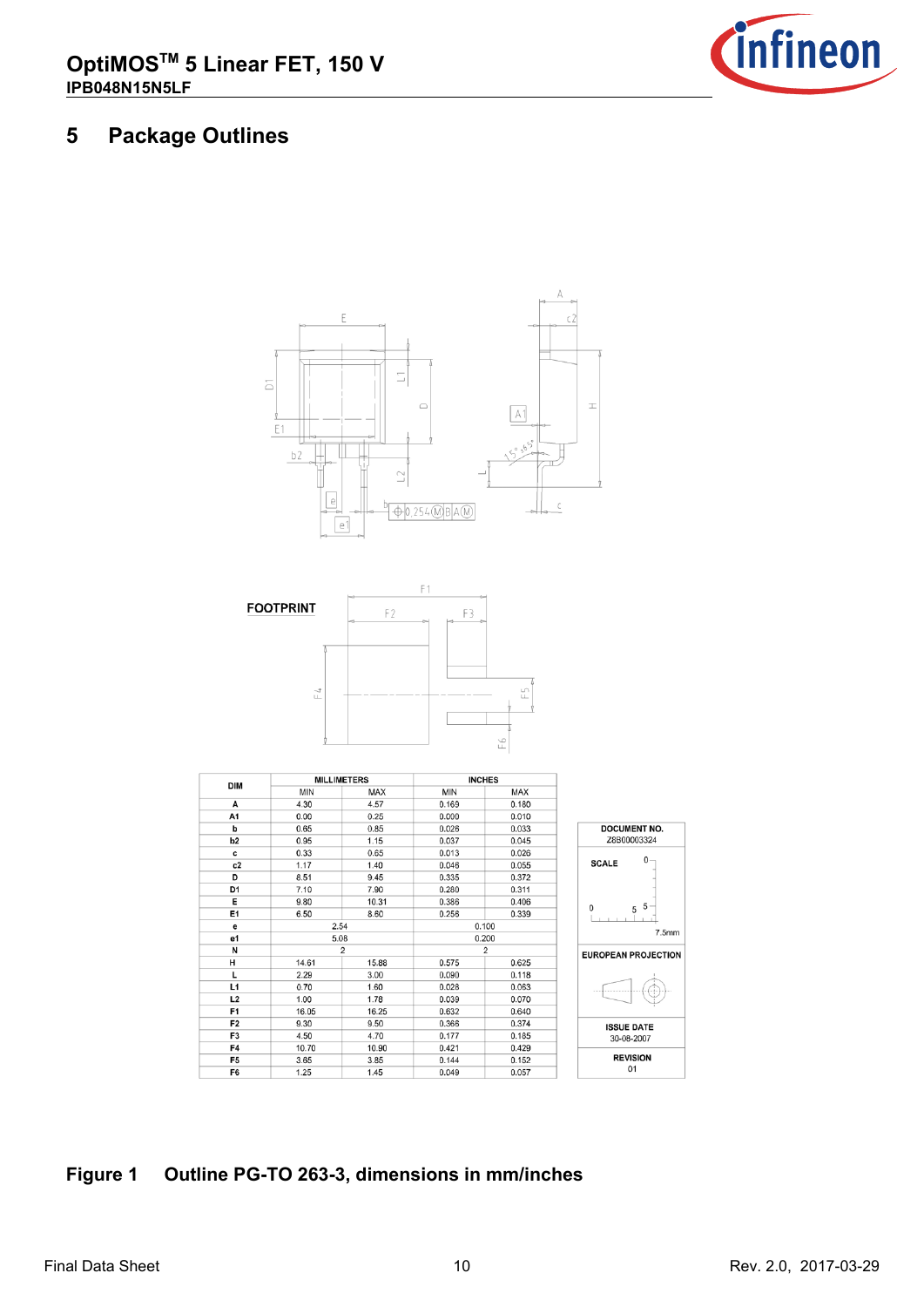# 5 Package Outlines

FOOTPRINT

| DIM | MILLIMETERS | | INCHES | |
|---|---|---|---|---|
| | MIN | MAX | MIN | MAX |
| A | 4.30 | 4.57 | 0.169 | 0.180 |
| A1 | 0.00 | 0.25 | 0.000 | 0.010 |
| b | 0.65 | 0.85 | 0.026 | 0.033 |
| b2 | 0.95 | 1.15 | 0.037 | 0.045 |
| c | 0.33 | 0.65 | 0.013 | 0.026 |
| c2 | 1.17 | 1.40 | 0.046 | 0.055 |
| D | 8.51 | 9.45 | 0.335 | 0.372 |
| D1 | 7.10 | 7.90 | 0.280 | 0.311 |
| E | 9.80 | 10.31 | 0.386 | 0.406 |
| E1 | 6.50 | 8.60 | 0.256 | 0.339 |
| e | 2.54 | | 0.100 | |
| e1 | 5.08 | | 0.200 | |
| N | 2 | | 2 | |
| H | 14.61 | 15.88 | 0.575 | 0.625 |
| L | 2.29 | 3.00 | 0.090 | 0.118 |
| L1 | 0.70 | 1.60 | 0.028 | 0.063 |
| L2 | 1.00 | 1.78 | 0.039 | 0.070 |
| F1 | 16.05 | 16.25 | 0.632 | 0.640 |
| F2 | 9.30 | 9.50 | 0.366 | 0.374 |
| F3 | 4.50 | 4.70 | 0.177 | 0.185 |
| F4 | 10.70 | 10.90 | 0.421 | 0.429 |
| F5 | 3.65 | 3.85 | 0.144 | 0.152 |
| F6 | 1.25 | 1.45 | 0.049 | 0.057 |

DOCUMENT NO.
Z8B00003324

SCALE

7.5mm

EUROPEAN PROJECTION

ISSUE DATE
30-08-2007

REVISION
01

**Figure 1 Outline PG-TO 263-3, dimensions in mm/inches**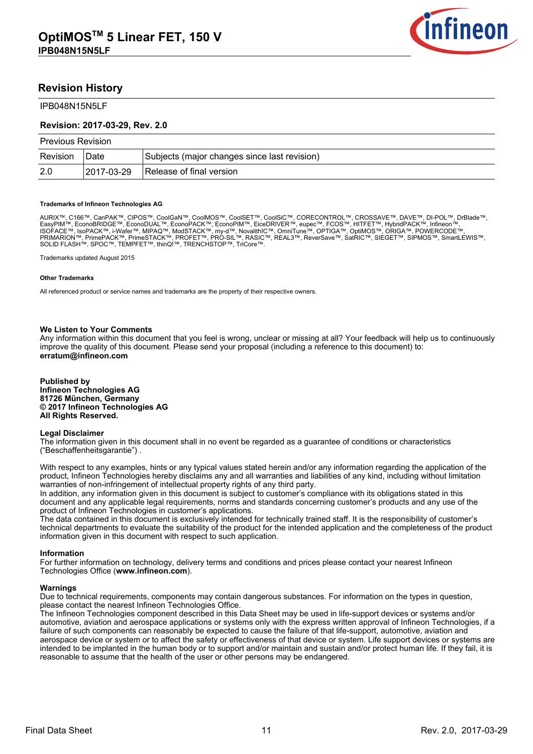## Revision History

IPB048N15N5LF

**Revision: 2017-03-29, Rev. 2.0**

| Previous Revision | | |
|---|---|---|
| Revision | Date | Subjects (major changes since last revision) |
| 2.0 | 2017-03-29 | Release of final version |

**Trademarks of Infineon Technologies AG**

AURIX™, C166™, CanPAK™, CIPOS™, CoolGaN™, CoolMOS™, CoolSET™, CoolSiC™, CORECONTROL™, CROSSAVE™, DAVE™, DI-POL™, DrBlade™, EasyPIM™, EconoBRIDGE™, EconoDUAL™, EconoPACK™, EconoPIM™, EiceDRIVER™, eupec™, FCOS™, HITFET™, HybridPACK™, Infineon™, ISOFACE™, IsoPACK™, i-Wafer™, MIPAQ™, ModSTACK™, my-d™, NovalithIC™, OmniTune™, OPTIGA™, OptiMOS™, ORIGA™, POWERCODE™, PRIMARION™, PrimePACK™, PrimeSTACK™, PROFET™, PRO-SIL™, RASIC™, REAL3™, ReverSave™, SatRIC™, SIEGET™, SIPMOS™, SmartLEWIS™, SOLID FLASH™, SPOC™, TEMPFET™, thinQ!™, TRENCHSTOP™, TriCore™.

Trademarks updated August 2015

**Other Trademarks**

All referenced product or service names and trademarks are the property of their respective owners.

**We Listen to Your Comments**
Any information within this document that you feel is wrong, unclear or missing at all? Your feedback will help us to continuously improve the quality of this document. Please send your proposal (including a reference to this document) to:
**erratum@infineon.com**

**Published by**
**Infineon Technologies AG**
**81726 München, Germany**
**© 2017 Infineon Technologies AG**
**All Rights Reserved.**

**Legal Disclaimer**
The information given in this document shall in no event be regarded as a guarantee of conditions or characteristics ("Beschaffenheitsgarantie") .

With respect to any examples, hints or any typical values stated herein and/or any information regarding the application of the product, Infineon Technologies hereby disclaims any and all warranties and liabilities of any kind, including without limitation warranties of non-infringement of intellectual property rights of any third party.
In addition, any information given in this document is subject to customer's compliance with its obligations stated in this document and any applicable legal requirements, norms and standards concerning customer's products and any use of the product of Infineon Technologies in customer's applications.
The data contained in this document is exclusively intended for technically trained staff. It is the responsibility of customer's technical departments to evaluate the suitability of the product for the intended application and the completeness of the product information given in this document with respect to such application.

**Information**
For further information on technology, delivery terms and conditions and prices please contact your nearest Infineon Technologies Office (**www.infineon.com**).

**Warnings**
Due to technical requirements, components may contain dangerous substances. For information on the types in question, please contact the nearest Infineon Technologies Office.
The Infineon Technologies component described in this Data Sheet may be used in life-support devices or systems and/or automotive, aviation and aerospace applications or systems only with the express written approval of Infineon Technologies, if a failure of such components can reasonably be expected to cause the failure of that life-support, automotive, aviation and aerospace device or system or to affect the safety or effectiveness of that device or system. Life support devices or systems are intended to be implanted in the human body or to support and/or maintain and sustain and/or protect human life. If they fail, it is reasonable to assume that the health of the user or other persons may be endangered.